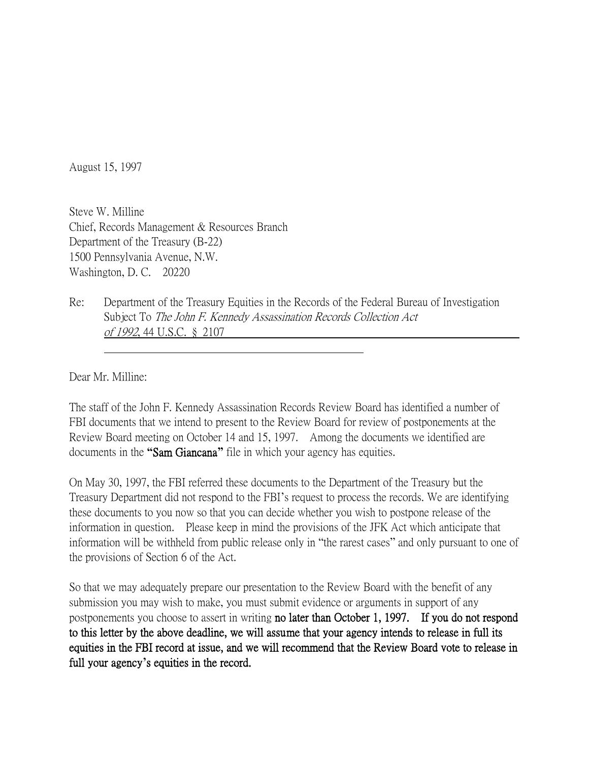August 15, 1997

Steve W. Milline
Chief, Records Management & Resources Branch
Department of the Treasury (B-22)
1500 Pennsylvania Avenue, N.W.
Washington, D. C. 20220

Re: Department of the Treasury Equities in the Records of the Federal Bureau of Investigation Subject To *The John F. Kennedy Assassination Records Collection Act of 1992*, 44 U.S.C. § 2107

Dear Mr. Milline:

The staff of the John F. Kennedy Assassination Records Review Board has identified a number of FBI documents that we intend to present to the Review Board for review of postponements at the Review Board meeting on October 14 and 15, 1997. Among the documents we identified are documents in the **"Sam Giancana"** file in which your agency has equities.

On May 30, 1997, the FBI referred these documents to the Department of the Treasury but the Treasury Department did not respond to the FBI's request to process the records. We are identifying these documents to you now so that you can decide whether you wish to postpone release of the information in question. Please keep in mind the provisions of the JFK Act which anticipate that information will be withheld from public release only in "the rarest cases" and only pursuant to one of the provisions of Section 6 of the Act.

So that we may adequately prepare our presentation to the Review Board with the benefit of any submission you may wish to make, you must submit evidence or arguments in support of any postponements you choose to assert in writing **no later than October 1, 1997. If you do not respond to this letter by the above deadline, we will assume that your agency intends to release in full its equities in the FBI record at issue, and we will recommend that the Review Board vote to release in full your agency's equities in the record.**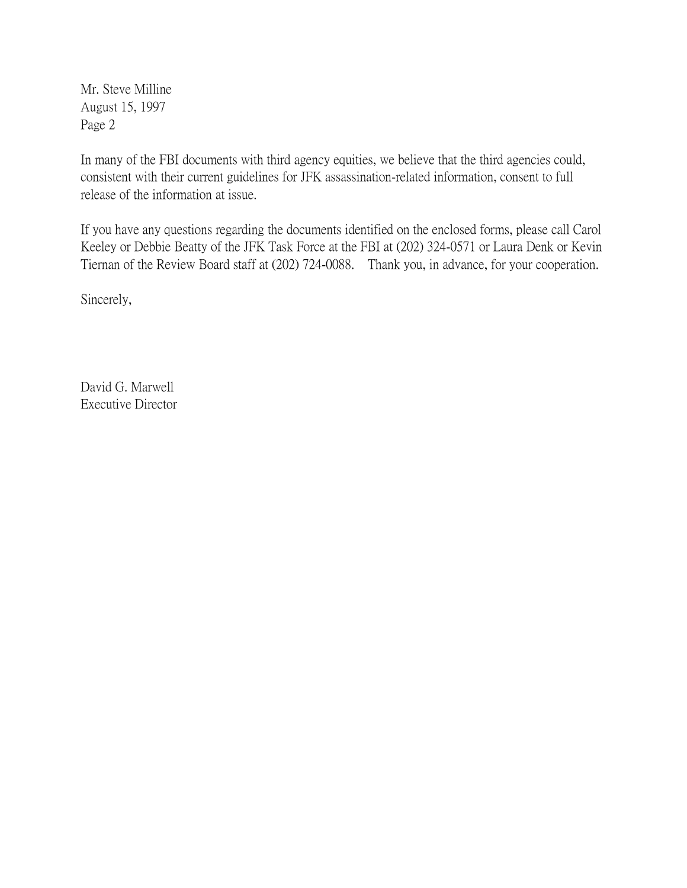Mr. Steve Milline
August 15, 1997
Page 2

In many of the FBI documents with third agency equities, we believe that the third agencies could, consistent with their current guidelines for JFK assassination-related information, consent to full release of the information at issue.

If you have any questions regarding the documents identified on the enclosed forms, please call Carol Keeley or Debbie Beatty of the JFK Task Force at the FBI at (202) 324-0571 or Laura Denk or Kevin Tiernan of the Review Board staff at (202) 724-0088. Thank you, in advance, for your cooperation.

Sincerely,

David G. Marwell
Executive Director